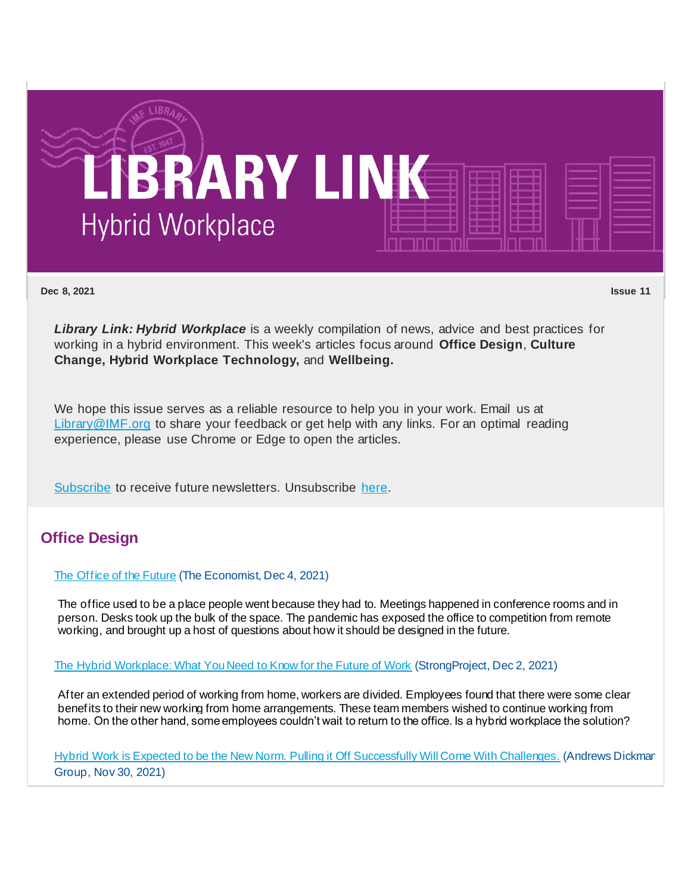# LIBRARY LINK

## Hybrid Workplace

**Dec 8, 2021** **Issue 11**

***Library Link: Hybrid Workplace*** is a weekly compilation of news, advice and best practices for working in a hybrid environment. This week's articles focus around **Office Design**, **Culture Change, Hybrid Workplace Technology,** and **Wellbeing.**

We hope this issue serves as a reliable resource to help you in your work. Email us at Library@IMF.org to share your feedback or get help with any links. For an optimal reading experience, please use Chrome or Edge to open the articles.

Subscribe to receive future newsletters. Unsubscribe here.

## Office Design

The Office of the Future (The Economist, Dec 4, 2021)

The office used to be a place people went because they had to. Meetings happened in conference rooms and in person. Desks took up the bulk of the space. The pandemic has exposed the office to competition from remote working, and brought up a host of questions about how it should be designed in the future.

The Hybrid Workplace: What You Need to Know for the Future of Work (StrongProject, Dec 2, 2021)

After an extended period of working from home, workers are divided. Employees found that there were some clear benefits to their new working from home arrangements. These team members wished to continue working from home. On the other hand, some employees couldn't wait to return to the office. Is a hybrid workplace the solution?

Hybrid Work is Expected to be the New Norm. Pulling it Off Successfully Will Come With Challenges. (Andrews Dickman Group, Nov 30, 2021)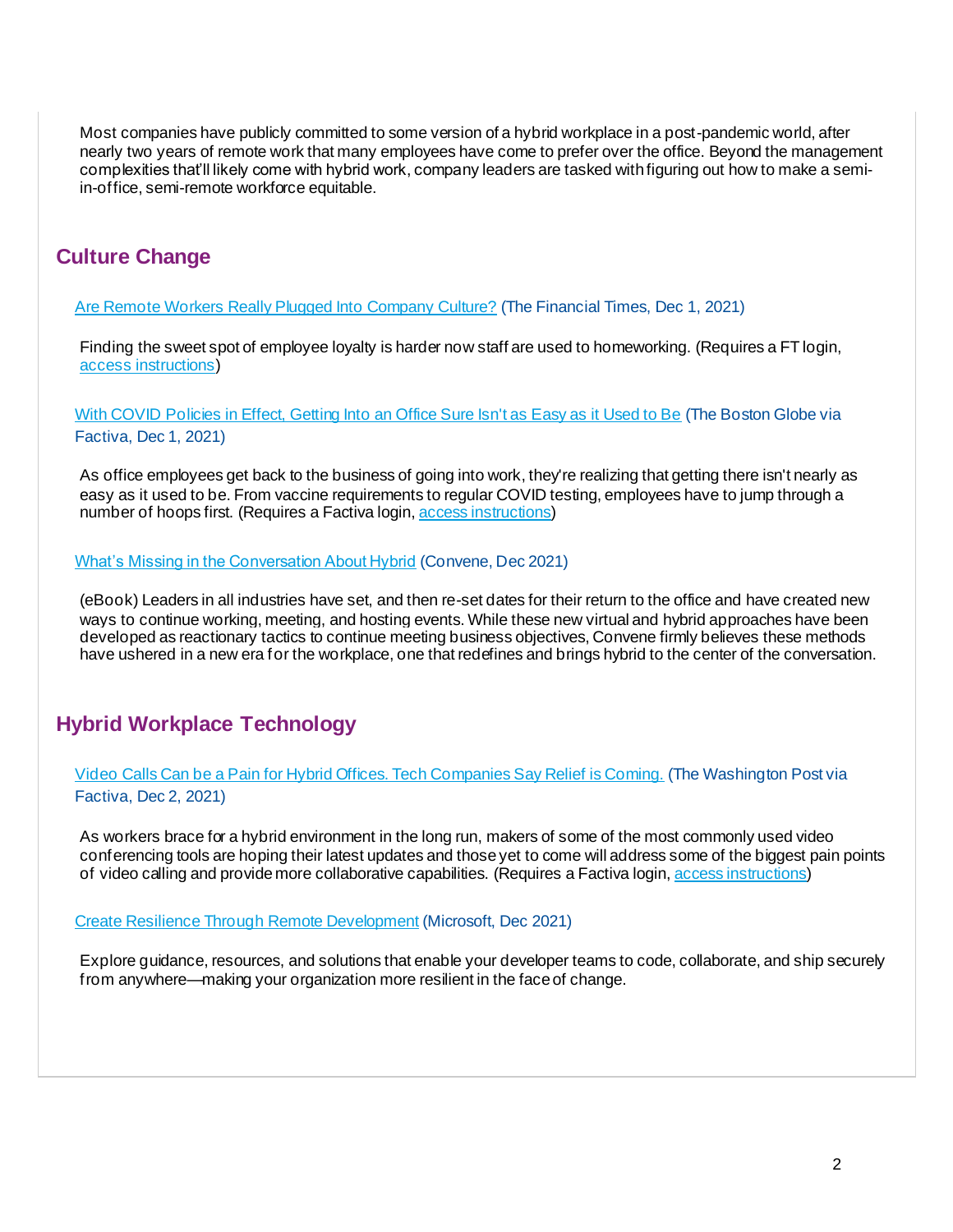Most companies have publicly committed to some version of a hybrid workplace in a post-pandemic world, after nearly two years of remote work that many employees have come to prefer over the office. Beyond the management complexities that'll likely come with hybrid work, company leaders are tasked with figuring out how to make a semi-in-office, semi-remote workforce equitable.

## Culture Change

Are Remote Workers Really Plugged Into Company Culture? (The Financial Times, Dec 1, 2021)

Finding the sweet spot of employee loyalty is harder now staff are used to homeworking. (Requires a FT login, access instructions)

With COVID Policies in Effect, Getting Into an Office Sure Isn't as Easy as it Used to Be (The Boston Globe via Factiva, Dec 1, 2021)

As office employees get back to the business of going into work, they're realizing that getting there isn't nearly as easy as it used to be. From vaccine requirements to regular COVID testing, employees have to jump through a number of hoops first. (Requires a Factiva login, access instructions)

What's Missing in the Conversation About Hybrid (Convene, Dec 2021)

(eBook) Leaders in all industries have set, and then re-set dates for their return to the office and have created new ways to continue working, meeting, and hosting events. While these new virtual and hybrid approaches have been developed as reactionary tactics to continue meeting business objectives, Convene firmly believes these methods have ushered in a new era for the workplace, one that redefines and brings hybrid to the center of the conversation.

## Hybrid Workplace Technology

Video Calls Can be a Pain for Hybrid Offices. Tech Companies Say Relief is Coming. (The Washington Post via Factiva, Dec 2, 2021)

As workers brace for a hybrid environment in the long run, makers of some of the most commonly used video conferencing tools are hoping their latest updates and those yet to come will address some of the biggest pain points of video calling and provide more collaborative capabilities. (Requires a Factiva login, access instructions)

Create Resilience Through Remote Development (Microsoft, Dec 2021)

Explore guidance, resources, and solutions that enable your developer teams to code, collaborate, and ship securely from anywhere—making your organization more resilient in the face of change.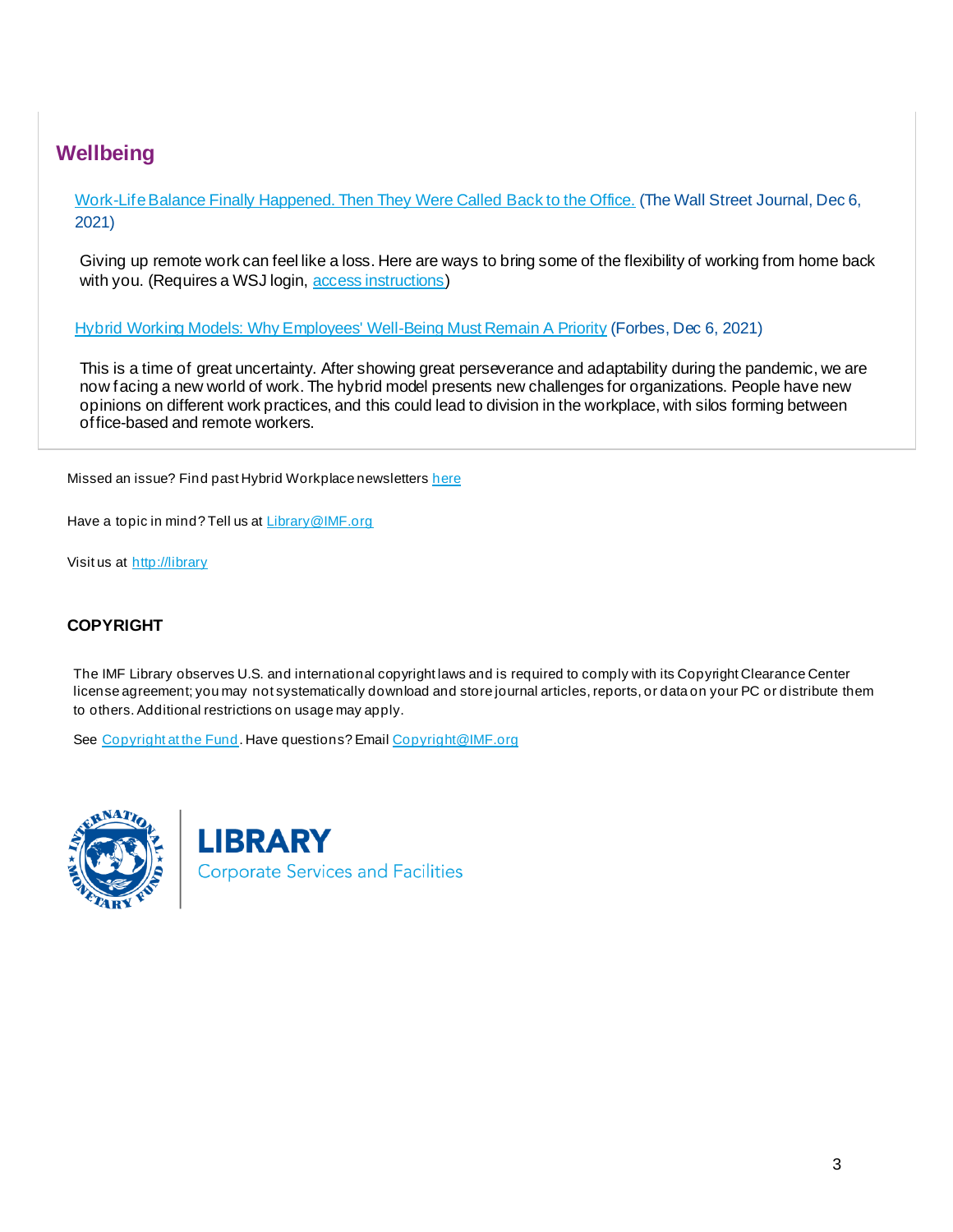## Wellbeing

Work-Life Balance Finally Happened. Then They Were Called Back to the Office. (The Wall Street Journal, Dec 6, 2021)

Giving up remote work can feel like a loss. Here are ways to bring some of the flexibility of working from home back with you. (Requires a WSJ login, access instructions)

Hybrid Working Models: Why Employees' Well-Being Must Remain A Priority (Forbes, Dec 6, 2021)

This is a time of great uncertainty. After showing great perseverance and adaptability during the pandemic, we are now facing a new world of work. The hybrid model presents new challenges for organizations. People have new opinions on different work practices, and this could lead to division in the workplace, with silos forming between office-based and remote workers.

Missed an issue? Find past Hybrid Workplace newsletters here

Have a topic in mind? Tell us at Library@IMF.org

Visit us at http://library

### COPYRIGHT

The IMF Library observes U.S. and international copyright laws and is required to comply with its Copyright Clearance Center license agreement; you may not systematically download and store journal articles, reports, or data on your PC or distribute them to others. Additional restrictions on usage may apply.

See Copyright at the Fund. Have questions? Email Copyright@IMF.org

**LIBRARY**
Corporate Services and Facilities